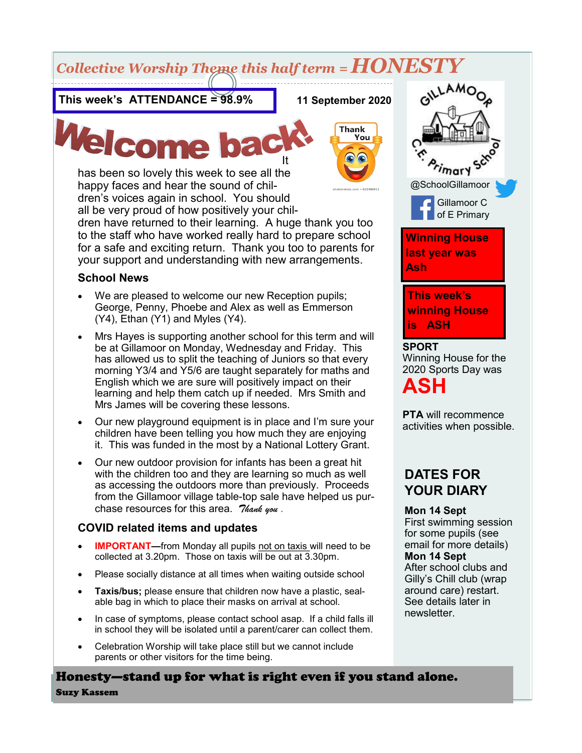*Collective Worship Theme this half term = HONESTY*

**This week's ATTENDANCE = 98.9%**

**11 September 2020**

# Welcome back!

It has been so lovely this week to see all the happy faces and hear the sound of children's voices again in school. You should all be very proud of how positively your children have returned to their learning. A huge thank you too to the staff who have worked really hard to prepare school for a safe and exciting return. Thank you too to parents for your support and understanding with new arrangements.

### School News

- We are pleased to welcome our new Reception pupils; George, Penny, Phoebe and Alex as well as Emmerson (Y4), Ethan (Y1) and Myles (Y4).
- Mrs Hayes is supporting another school for this term and will be at Gillamoor on Monday, Wednesday and Friday. This has allowed us to split the teaching of Juniors so that every morning Y3/4 and Y5/6 are taught separately for maths and English which we are sure will positively impact on their learning and help them catch up if needed. Mrs Smith and Mrs James will be covering these lessons.
- Our new playground equipment is in place and I'm sure your children have been telling you how much they are enjoying it. This was funded in the most by a National Lottery Grant.
- Our new outdoor provision for infants has been a great hit with the children too and they are learning so much as well as accessing the outdoors more than previously. Proceeds from the Gillamoor village table-top sale have helped us purchase resources for this area. *Thank you*.

### COVID related items and updates

- **IMPORTANT**—from Monday all pupils not on taxis will need to be collected at 3.20pm. Those on taxis will be out at 3.30pm.
- Please socially distance at all times when waiting outside school
- **Taxis/bus;** please ensure that children now have a plastic, sealable bag in which to place their masks on arrival at school.
- In case of symptoms, please contact school asap. If a child falls ill in school they will be isolated until a parent/carer can collect them.
- Celebration Worship will take place still but we cannot include parents or other visitors for the time being.

Gillamoor C.E. Primary School

@SchoolGillamoor

Gillamoor C of E Primary

**Winning House last year was Ash**

**This week's winning House is ASH**

**SPORT**
Winning House for the 2020 Sports Day was
**ASH**

**PTA** will recommence activities when possible.

### DATES FOR YOUR DIARY

**Mon 14 Sept**
First swimming session for some pupils (see email for more details)

**Mon 14 Sept**
After school clubs and Gilly's Chill club (wrap around care) restart. See details later in newsletter.

**Honesty—stand up for what is right even if you stand alone.**
**Suzy Kassem**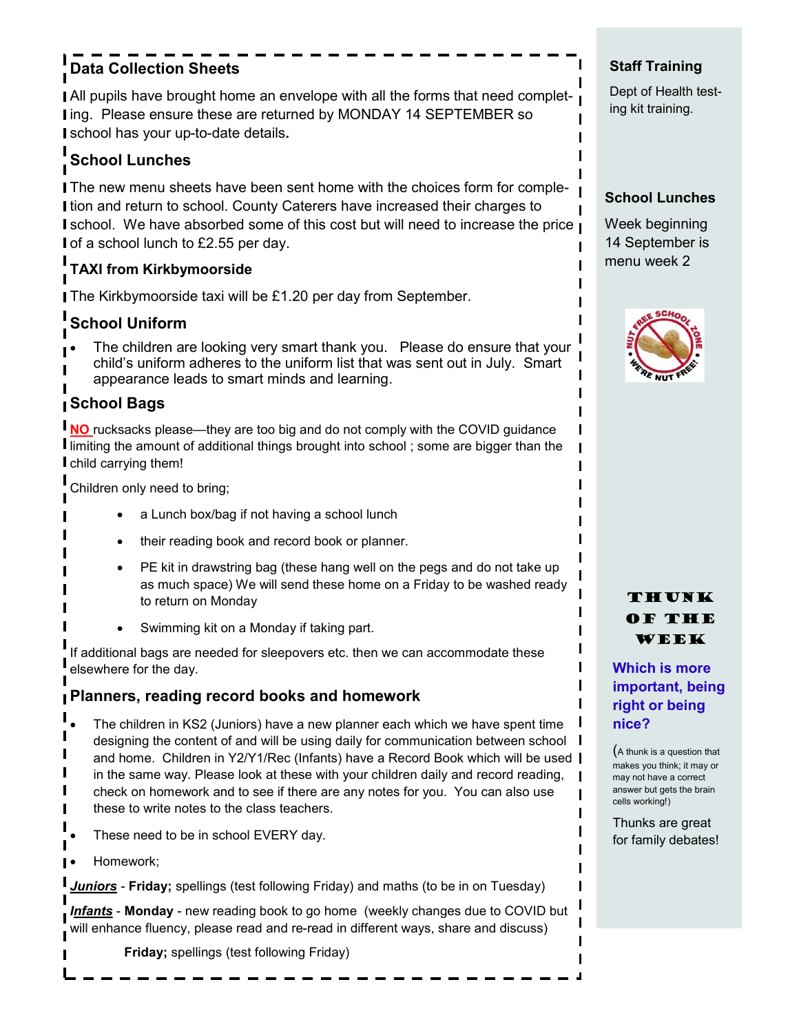## Data Collection Sheets

All pupils have brought home an envelope with all the forms that need completing. Please ensure these are returned by MONDAY 14 SEPTEMBER so school has your up-to-date details.

## School Lunches

The new menu sheets have been sent home with the choices form for completion and return to school. County Caterers have increased their charges to school. We have absorbed some of this cost but will need to increase the price of a school lunch to £2.55 per day.

## TAXI from Kirkbymoorside

The Kirkbymoorside taxi will be £1.20 per day from September.

## School Uniform

- The children are looking very smart thank you. Please do ensure that your child's uniform adheres to the uniform list that was sent out in July. Smart appearance leads to smart minds and learning.

## School Bags

**NO** rucksacks please—they are too big and do not comply with the COVID guidance limiting the amount of additional things brought into school ; some are bigger than the child carrying them!

Children only need to bring;

- a Lunch box/bag if not having a school lunch
- their reading book and record book or planner.
- PE kit in drawstring bag (these hang well on the pegs and do not take up as much space) We will send these home on a Friday to be washed ready to return on Monday
- Swimming kit on a Monday if taking part.

If additional bags are needed for sleepovers etc. then we can accommodate these elsewhere for the day.

## Planners, reading record books and homework

- The children in KS2 (Juniors) have a new planner each which we have spent time designing the content of and will be using daily for communication between school and home. Children in Y2/Y1/Rec (Infants) have a Record Book which will be used in the same way. Please look at these with your children daily and record reading, check on homework and to see if there are any notes for you. You can also use these to write notes to the class teachers.
- These need to be in school EVERY day.
- Homework;

***Juniors*** - **Friday;** spellings (test following Friday) and maths (to be in on Tuesday)

***Infants*** - **Monday** - new reading book to go home (weekly changes due to COVID but will enhance fluency, please read and re-read in different ways, share and discuss)

**Friday;** spellings (test following Friday)

### Staff Training

Dept of Health testing kit training.

### School Lunches

Week beginning 14 September is menu week 2

NUT FREE SCHOOL ZONE • WE'RE NUT FREE! •

### THUNK OF THE WEEK

**Which is more important, being right or being nice?**

(A thunk is a question that makes you think; it may or may not have a correct answer but gets the brain cells working!)

Thunks are great for family debates!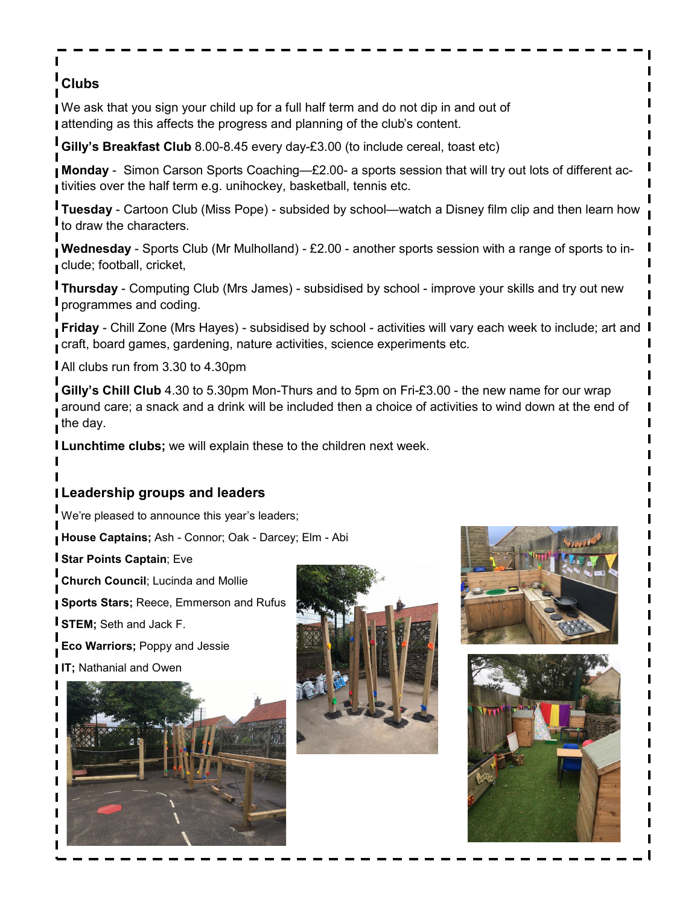## Clubs

We ask that you sign your child up for a full half term and do not dip in and out of attending as this affects the progress and planning of the club's content.

**Gilly's Breakfast Club** 8.00-8.45 every day-£3.00 (to include cereal, toast etc)

**Monday** - Simon Carson Sports Coaching—£2.00- a sports session that will try out lots of different activities over the half term e.g. unihockey, basketball, tennis etc.

**Tuesday** - Cartoon Club (Miss Pope) - subsided by school—watch a Disney film clip and then learn how to draw the characters.

**Wednesday** - Sports Club (Mr Mulholland) - £2.00 - another sports session with a range of sports to include; football, cricket,

**Thursday** - Computing Club (Mrs James) - subsidised by school - improve your skills and try out new programmes and coding.

**Friday** - Chill Zone (Mrs Hayes) - subsidised by school - activities will vary each week to include; art and craft, board games, gardening, nature activities, science experiments etc.

All clubs run from 3.30 to 4.30pm

**Gilly's Chill Club** 4.30 to 5.30pm Mon-Thurs and to 5pm on Fri-£3.00 - the new name for our wrap around care; a snack and a drink will be included then a choice of activities to wind down at the end of the day.

**Lunchtime clubs;** we will explain these to the children next week.

## Leadership groups and leaders

We're pleased to announce this year's leaders;

**House Captains;** Ash - Connor; Oak - Darcey; Elm - Abi

**Star Points Captain**; Eve

**Church Council**; Lucinda and Mollie

**Sports Stars;** Reece, Emmerson and Rufus

**STEM;** Seth and Jack F.

**Eco Warriors;** Poppy and Jessie

**IT;** Nathanial and Owen